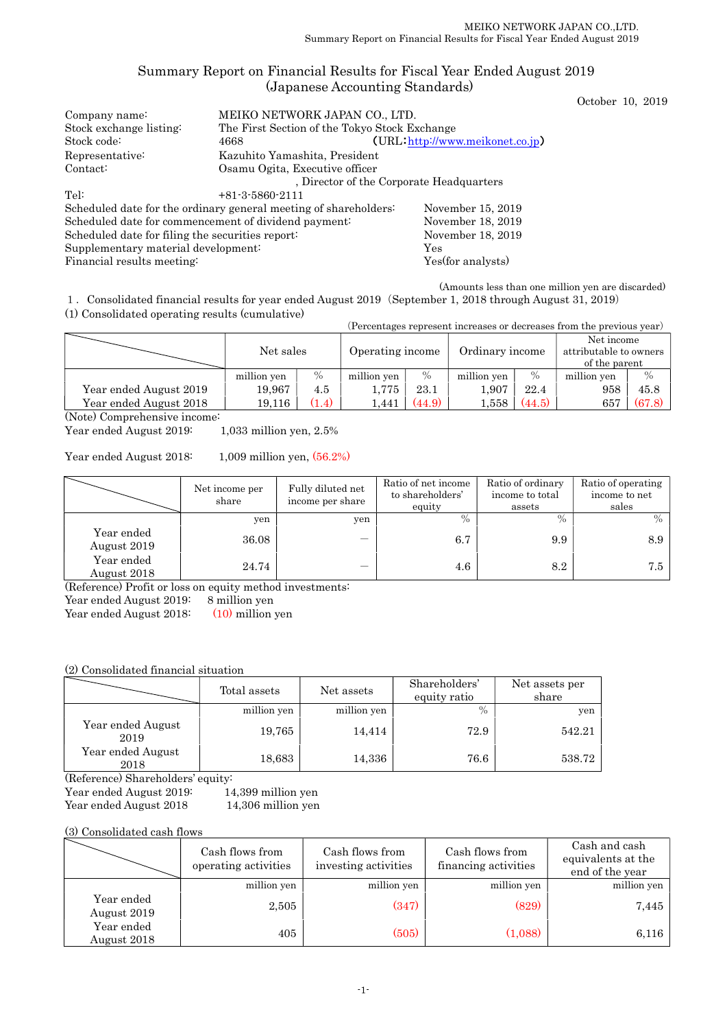# Summary Report on Financial Results for Fiscal Year Ended August 2019
(Japanese Accounting Standards)

October 10, 2019

| | |
|---|---|
| Company name: | MEIKO NETWORK JAPAN CO., LTD. |
| Stock exchange listing: | The First Section of the Tokyo Stock Exchange |
| Stock code: | 4668 (URL: http://www.meikonet.co.jp) |
| Representative: | Kazuhito Yamashita, President |
| Contact: | Osamu Ogita, Executive officer, Director of the Corporate Headquarters |
| Tel: | +81-3-5860-2111 |

| | |
|---|---|
| Scheduled date for the ordinary general meeting of shareholders: | November 15, 2019 |
| Scheduled date for commencement of dividend payment: | November 18, 2019 |
| Scheduled date for filing the securities report: | November 18, 2019 |
| Supplementary material development: | Yes |
| Financial results meeting: | Yes(for analysts) |

(Amounts less than one million yen are discarded)

1. Consolidated financial results for year ended August 2019 (September 1, 2018 through August 31, 2019)

(1) Consolidated operating results (cumulative)

(Percentages represent increases or decreases from the previous year)

| | Net sales | | Operating income | | Ordinary income | | Net income attributable to owners of the parent | |
|---|---|---|---|---|---|---|---|---|
| | million yen | % | million yen | % | million yen | % | million yen | % |
| Year ended August 2019 | 19,967 | 4.5 | 1,775 | 23.1 | 1,907 | 22.4 | 958 | 45.8 |
| Year ended August 2018 | 19,116 | (1.4) | 1,441 | (44.9) | 1,558 | (44.5) | 657 | (67.8) |

(Note) Comprehensive income:

Year ended August 2019: 1,033 million yen, 2.5%

Year ended August 2018: 1,009 million yen, (56.2%)

| | Net income per share | Fully diluted net income per share | Ratio of net income to shareholders' equity | Ratio of ordinary income to total assets | Ratio of operating income to net sales |
|---|---|---|---|---|---|
| | yen | yen | % | % | % |
| Year ended August 2019 | 36.08 | — | 6.7 | 9.9 | 8.9 |
| Year ended August 2018 | 24.74 | — | 4.6 | 8.2 | 7.5 |

(Reference) Profit or loss on equity method investments:

Year ended August 2019: 8 million yen

Year ended August 2018: (10) million yen

(2) Consolidated financial situation

| | Total assets | Net assets | Shareholders' equity ratio | Net assets per share |
|---|---|---|---|---|
| | million yen | million yen | % | yen |
| Year ended August 2019 | 19,765 | 14,414 | 72.9 | 542.21 |
| Year ended August 2018 | 18,683 | 14,336 | 76.6 | 538.72 |

(Reference) Shareholders' equity:

Year ended August 2019: 14,399 million yen

Year ended August 2018 14,306 million yen

(3) Consolidated cash flows

| | Cash flows from operating activities | Cash flows from investing activities | Cash flows from financing activities | Cash and cash equivalents at the end of the year |
|---|---|---|---|---|
| | million yen | million yen | million yen | million yen |
| Year ended August 2019 | 2,505 | (347) | (829) | 7,445 |
| Year ended August 2018 | 405 | (505) | (1,088) | 6,116 |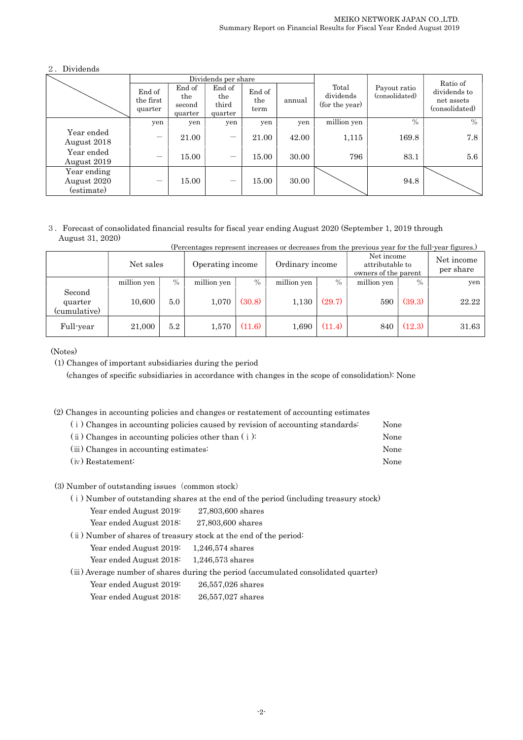## 2. Dividends

| | Dividends per share | | | | | Total dividends (for the year) | Payout ratio (consolidated) | Ratio of dividends to net assets (consolidated) |
|---|---|---|---|---|---|---|---|---|
| | End of the first quarter | End of the second quarter | End of the third quarter | End of the term | annual | | | |
| | yen | yen | yen | yen | yen | million yen | % | % |
| Year ended August 2018 | ― | 21.00 | ― | 21.00 | 42.00 | 1,115 | 169.8 | 7.8 |
| Year ended August 2019 | ― | 15.00 | ― | 15.00 | 30.00 | 796 | 83.1 | 5.6 |
| Year ending August 2020 (estimate) | ― | 15.00 | ― | 15.00 | 30.00 | | 94.8 | |

## 3. Forecast of consolidated financial results for fiscal year ending August 2020 (September 1, 2019 through August 31, 2020)

(Percentages represent increases or decreases from the previous year for the full-year figures.)

| | Net sales | | Operating income | | Ordinary income | | Net income attributable to owners of the parent | | Net income per share |
|---|---|---|---|---|---|---|---|---|---|
| | million yen | % | million yen | % | million yen | % | million yen | % | yen |
| Second quarter (cumulative) | 10,600 | 5.0 | 1,070 | (30.8) | 1,130 | (29.7) | 590 | (39.3) | 22.22 |
| Full-year | 21,000 | 5.2 | 1,570 | (11.6) | 1,690 | (11.4) | 840 | (12.3) | 31.63 |

(Notes)

(1) Changes of important subsidiaries during the period

(changes of specific subsidiaries in accordance with changes in the scope of consolidation): None

(2) Changes in accounting policies and changes or restatement of accounting estimates

- ( i ) Changes in accounting policies caused by revision of accounting standards: None
- ( ii ) Changes in accounting policies other than ( i ): None
- ( iii ) Changes in accounting estimates: None
- ( iv ) Restatement: None

(3) Number of outstanding issues (common stock)

( i ) Number of outstanding shares at the end of the period (including treasury stock)

- Year ended August 2019: 27,803,600 shares
- Year ended August 2018: 27,803,600 shares

( ii ) Number of shares of treasury stock at the end of the period:

- Year ended August 2019: 1,246,574 shares
- Year ended August 2018: 1,246,573 shares

( iii ) Average number of shares during the period (accumulated consolidated quarter)

- Year ended August 2019: 26,557,026 shares
- Year ended August 2018: 26,557,027 shares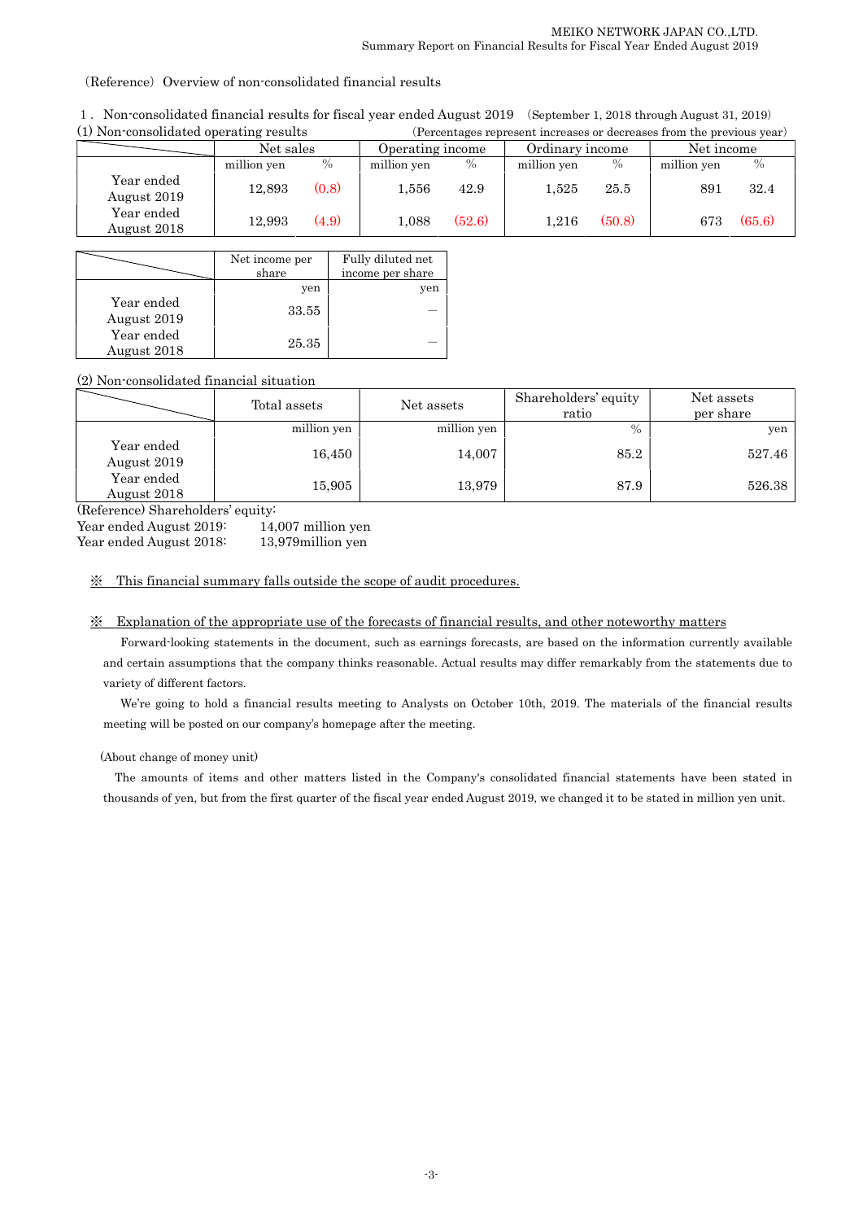(Reference) Overview of non-consolidated financial results

1．Non-consolidated financial results for fiscal year ended August 2019 (September 1, 2018 through August 31, 2019)

(1) Non-consolidated operating results (Percentages represent increases or decreases from the previous year)

| | Net sales | | Operating income | | Ordinary income | | Net income | |
|---|---|---|---|---|---|---|---|---|
| | million yen | % | million yen | % | million yen | % | million yen | % |
| Year ended August 2019 | 12,893 | (0.8) | 1,556 | 42.9 | 1,525 | 25.5 | 891 | 32.4 |
| Year ended August 2018 | 12,993 | (4.9) | 1,088 | (52.6) | 1,216 | (50.8) | 673 | (65.6) |

| | Net income per share | Fully diluted net income per share |
|---|---|---|
| | yen | yen |
| Year ended August 2019 | 33.55 | — |
| Year ended August 2018 | 25.35 | — |

(2) Non-consolidated financial situation

| | Total assets | Net assets | Shareholders' equity ratio | Net assets per share |
|---|---|---|---|---|
| | million yen | million yen | % | yen |
| Year ended August 2019 | 16,450 | 14,007 | 85.2 | 527.46 |
| Year ended August 2018 | 15,905 | 13,979 | 87.9 | 526.38 |

(Reference) Shareholders' equity:
Year ended August 2019: 14,007 million yen
Year ended August 2018: 13,979million yen

※ This financial summary falls outside the scope of audit procedures.

※ Explanation of the appropriate use of the forecasts of financial results, and other noteworthy matters

Forward-looking statements in the document, such as earnings forecasts, are based on the information currently available and certain assumptions that the company thinks reasonable. Actual results may differ remarkably from the statements due to variety of different factors.

We're going to hold a financial results meeting to Analysts on October 10th, 2019. The materials of the financial results meeting will be posted on our company's homepage after the meeting.

(About change of money unit)

The amounts of items and other matters listed in the Company's consolidated financial statements have been stated in thousands of yen, but from the first quarter of the fiscal year ended August 2019, we changed it to be stated in million yen unit.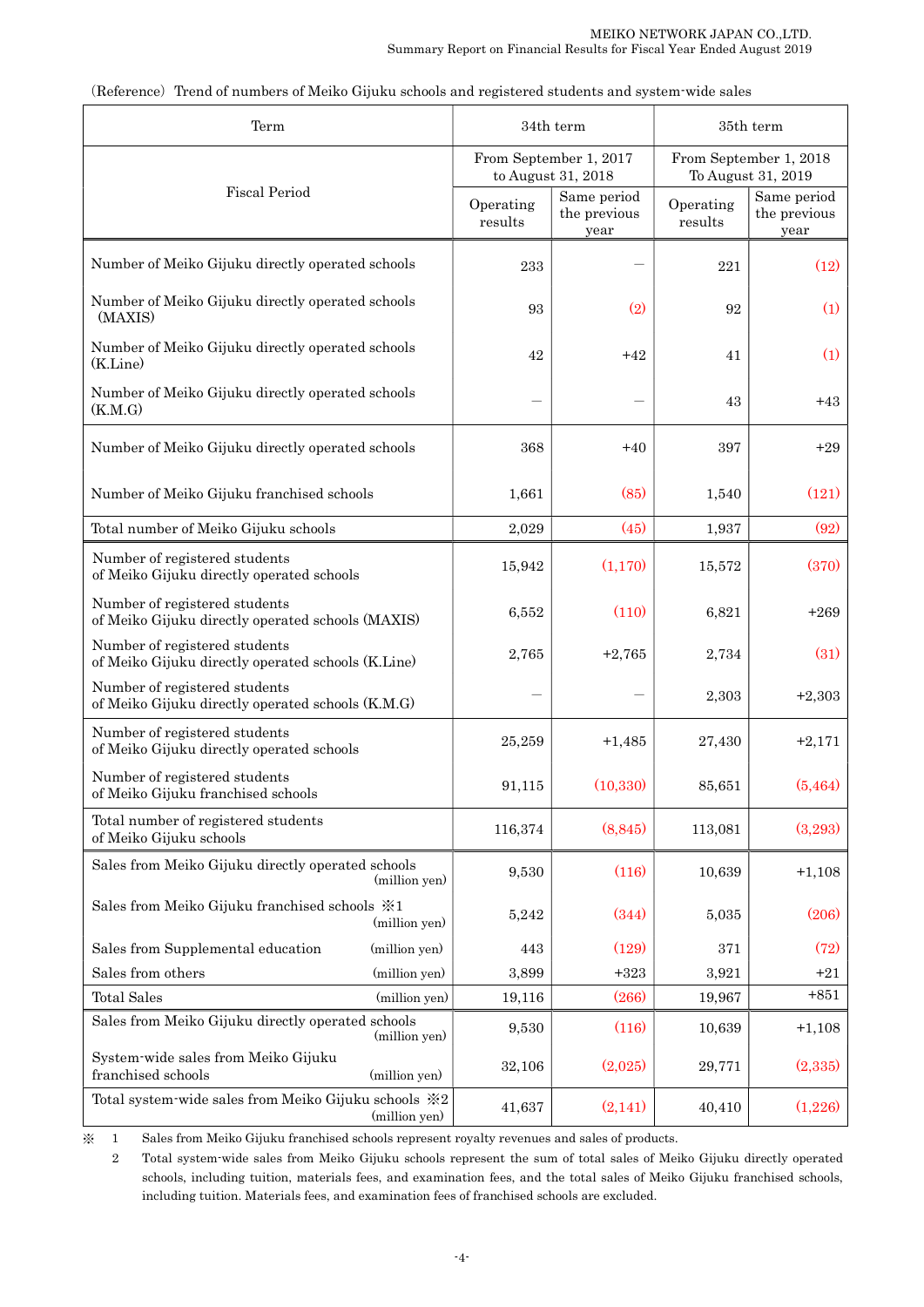（Reference） Trend of numbers of Meiko Gijuku schools and registered students and system-wide sales

| Term | 34th term | | 35th term | |
|---|---|---|---|---|
| Fiscal Period | From September 1, 2017 to August 31, 2018 | | From September 1, 2018 To August 31, 2019 | |
| | Operating results | Same period the previous year | Operating results | Same period the previous year |
| Number of Meiko Gijuku directly operated schools | 233 | ― | 221 | (12) |
| Number of Meiko Gijuku directly operated schools (MAXIS) | 93 | (2) | 92 | (1) |
| Number of Meiko Gijuku directly operated schools (K.Line) | 42 | +42 | 41 | (1) |
| Number of Meiko Gijuku directly operated schools (K.M.G) | ― | ― | 43 | +43 |
| Number of Meiko Gijuku directly operated schools | 368 | +40 | 397 | +29 |
| Number of Meiko Gijuku franchised schools | 1,661 | (85) | 1,540 | (121) |
| Total number of Meiko Gijuku schools | 2,029 | (45) | 1,937 | (92) |
| Number of registered students of Meiko Gijuku directly operated schools | 15,942 | (1,170) | 15,572 | (370) |
| Number of registered students of Meiko Gijuku directly operated schools (MAXIS) | 6,552 | (110) | 6,821 | +269 |
| Number of registered students of Meiko Gijuku directly operated schools (K.Line) | 2,765 | +2,765 | 2,734 | (31) |
| Number of registered students of Meiko Gijuku directly operated schools (K.M.G) | ― | ― | 2,303 | +2,303 |
| Number of registered students of Meiko Gijuku directly operated schools | 25,259 | +1,485 | 27,430 | +2,171 |
| Number of registered students of Meiko Gijuku franchised schools | 91,115 | (10,330) | 85,651 | (5,464) |
| Total number of registered students of Meiko Gijuku schools | 116,374 | (8,845) | 113,081 | (3,293) |
| Sales from Meiko Gijuku directly operated schools (million yen) | 9,530 | (116) | 10,639 | +1,108 |
| Sales from Meiko Gijuku franchised schools ※1 (million yen) | 5,242 | (344) | 5,035 | (206) |
| Sales from Supplemental education (million yen) | 443 | (129) | 371 | (72) |
| Sales from others (million yen) | 3,899 | +323 | 3,921 | +21 |
| Total Sales (million yen) | 19,116 | (266) | 19,967 | +851 |
| Sales from Meiko Gijuku directly operated schools (million yen) | 9,530 | (116) | 10,639 | +1,108 |
| System-wide sales from Meiko Gijuku franchised schools (million yen) | 32,106 | (2,025) | 29,771 | (2,335) |
| Total system-wide sales from Meiko Gijuku schools ※2 (million yen) | 41,637 | (2,141) | 40,410 | (1,226) |

※ 1 Sales from Meiko Gijuku franchised schools represent royalty revenues and sales of products.

2 Total system-wide sales from Meiko Gijuku schools represent the sum of total sales of Meiko Gijuku directly operated schools, including tuition, materials fees, and examination fees, and the total sales of Meiko Gijuku franchised schools, including tuition. Materials fees, and examination fees of franchised schools are excluded.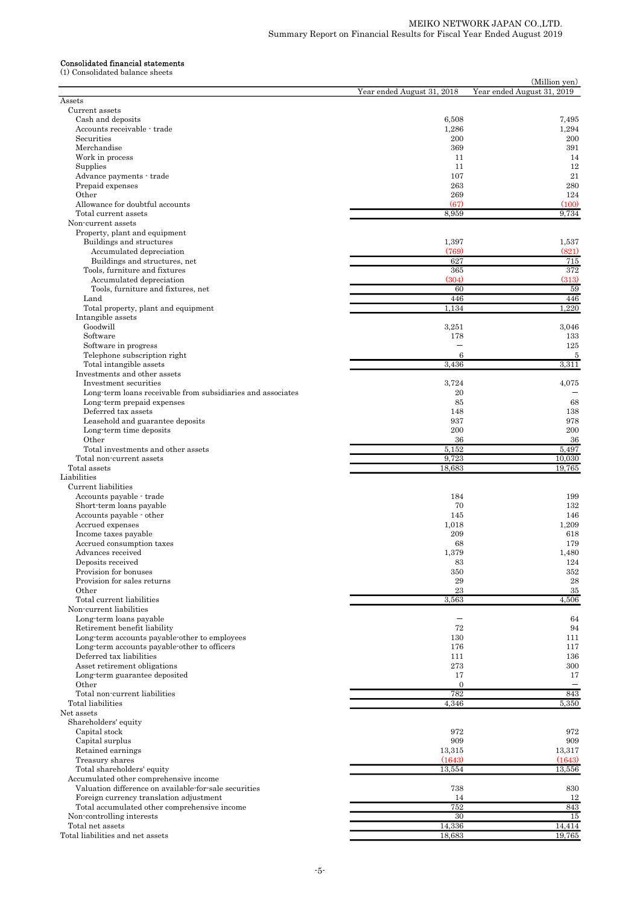## Consolidated financial statements

(1) Consolidated balance sheets

(Million yen)

| | Year ended August 31, 2018 | Year ended August 31, 2019 |
|---|---|---|
| Assets | | |
| Current assets | | |
| Cash and deposits | 6,508 | 7,495 |
| Accounts receivable - trade | 1,286 | 1,294 |
| Securities | 200 | 200 |
| Merchandise | 369 | 391 |
| Work in process | 11 | 14 |
| Supplies | 11 | 12 |
| Advance payments - trade | 107 | 21 |
| Prepaid expenses | 263 | 280 |
| Other | 269 | 124 |
| Allowance for doubtful accounts | (67) | (100) |
| Total current assets | 8,959 | 9,734 |
| Non-current assets | | |
| Property, plant and equipment | | |
| Buildings and structures | 1,397 | 1,537 |
| Accumulated depreciation | (769) | (821) |
| Buildings and structures, net | 627 | 715 |
| Tools, furniture and fixtures | 365 | 372 |
| Accumulated depreciation | (304) | (313) |
| Tools, furniture and fixtures, net | 60 | 59 |
| Land | 446 | 446 |
| Total property, plant and equipment | 1,134 | 1,220 |
| Intangible assets | | |
| Goodwill | 3,251 | 3,046 |
| Software | 178 | 133 |
| Software in progress | — | 125 |
| Telephone subscription right | 6 | 5 |
| Total intangible assets | 3,436 | 3,311 |
| Investments and other assets | | |
| Investment securities | 3,724 | 4,075 |
| Long-term loans receivable from subsidiaries and associates | 20 | — |
| Long-term prepaid expenses | 85 | 68 |
| Deferred tax assets | 148 | 138 |
| Leasehold and guarantee deposits | 937 | 978 |
| Long-term time deposits | 200 | 200 |
| Other | 36 | 36 |
| Total investments and other assets | 5,152 | 5,497 |
| Total non-current assets | 9,723 | 10,030 |
| Total assets | 18,683 | 19,765 |
| Liabilities | | |
| Current liabilities | | |
| Accounts payable - trade | 184 | 199 |
| Short-term loans payable | 70 | 132 |
| Accounts payable - other | 145 | 146 |
| Accrued expenses | 1,018 | 1,209 |
| Income taxes payable | 209 | 618 |
| Accrued consumption taxes | 68 | 179 |
| Advances received | 1,379 | 1,480 |
| Deposits received | 83 | 124 |
| Provision for bonuses | 350 | 352 |
| Provision for sales returns | 29 | 28 |
| Other | 23 | 35 |
| Total current liabilities | 3,563 | 4,506 |
| Non-current liabilities | | |
| Long-term loans payable | — | 64 |
| Retirement benefit liability | 72 | 94 |
| Long-term accounts payable-other to employees | 130 | 111 |
| Long-term accounts payable-other to officers | 176 | 117 |
| Deferred tax liabilities | 111 | 136 |
| Asset retirement obligations | 273 | 300 |
| Long-term guarantee deposited | 17 | 17 |
| Other | 0 | — |
| Total non-current liabilities | 782 | 843 |
| Total liabilities | 4,346 | 5,350 |
| Net assets | | |
| Shareholders' equity | | |
| Capital stock | 972 | 972 |
| Capital surplus | 909 | 909 |
| Retained earnings | 13,315 | 13,317 |
| Treasury shares | (1643) | (1643) |
| Total shareholders' equity | 13,554 | 13,556 |
| Accumulated other comprehensive income | | |
| Valuation difference on available-for-sale securities | 738 | 830 |
| Foreign currency translation adjustment | 14 | 12 |
| Total accumulated other comprehensive income | 752 | 843 |
| Non-controlling interests | 30 | 15 |
| Total net assets | 14,336 | 14,414 |
| Total liabilities and net assets | 18,683 | 19,765 |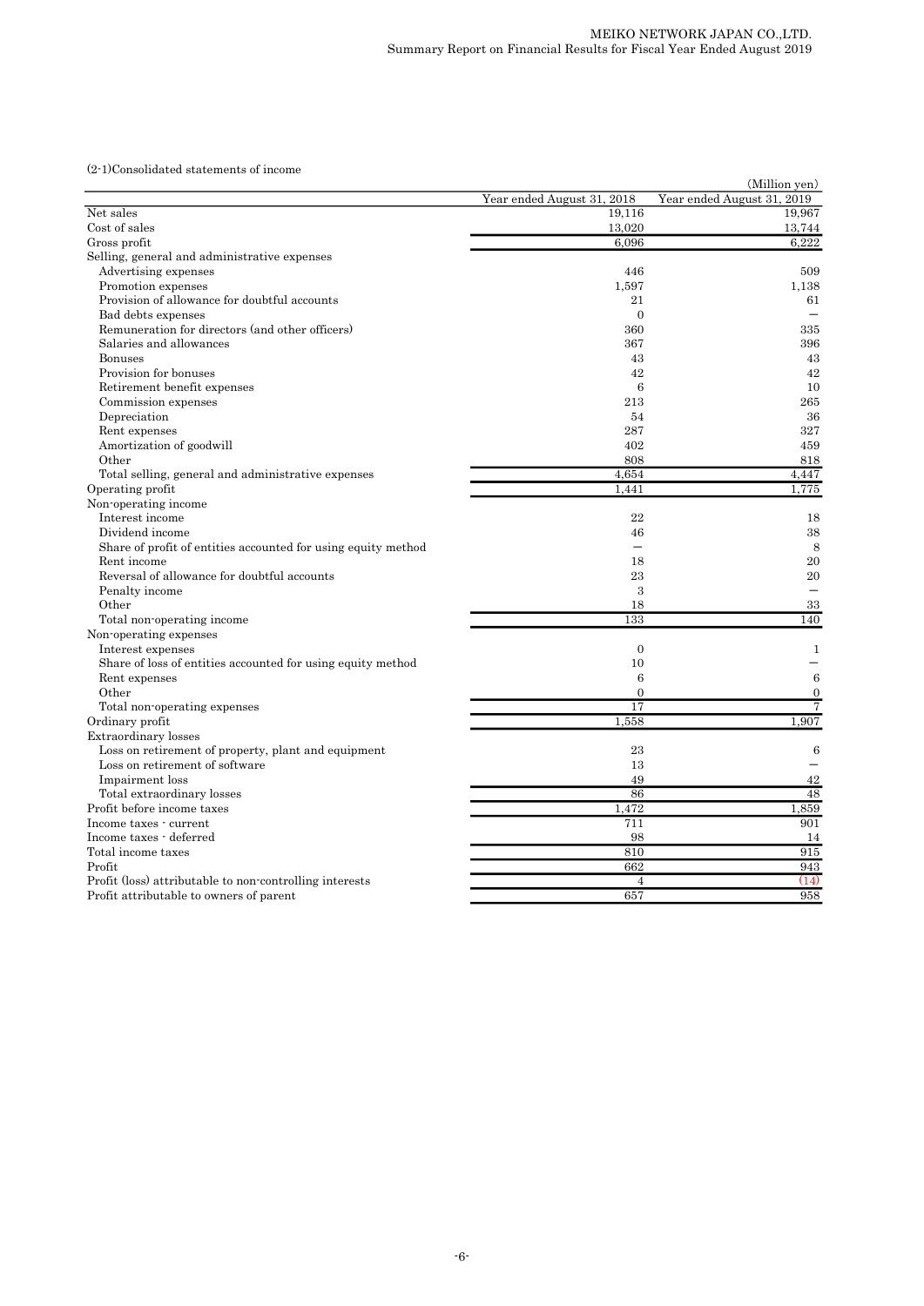(2-1)Consolidated statements of income

| | Year ended August 31, 2018 | Year ended August 31, 2019 |
|---|---|---|
| | | (Million yen) |
| Net sales | 19,116 | 19,967 |
| Cost of sales | 13,020 | 13,744 |
| Gross profit | 6,096 | 6,222 |
| Selling, general and administrative expenses | | |
| Advertising expenses | 446 | 509 |
| Promotion expenses | 1,597 | 1,138 |
| Provision of allowance for doubtful accounts | 21 | 61 |
| Bad debts expenses | 0 | － |
| Remuneration for directors (and other officers) | 360 | 335 |
| Salaries and allowances | 367 | 396 |
| Bonuses | 43 | 43 |
| Provision for bonuses | 42 | 42 |
| Retirement benefit expenses | 6 | 10 |
| Commission expenses | 213 | 265 |
| Depreciation | 54 | 36 |
| Rent expenses | 287 | 327 |
| Amortization of goodwill | 402 | 459 |
| Other | 808 | 818 |
| Total selling, general and administrative expenses | 4,654 | 4,447 |
| Operating profit | 1,441 | 1,775 |
| Non-operating income | | |
| Interest income | 22 | 18 |
| Dividend income | 46 | 38 |
| Share of profit of entities accounted for using equity method | － | 8 |
| Rent income | 18 | 20 |
| Reversal of allowance for doubtful accounts | 23 | 20 |
| Penalty income | 3 | － |
| Other | 18 | 33 |
| Total non-operating income | 133 | 140 |
| Non-operating expenses | | |
| Interest expenses | 0 | 1 |
| Share of loss of entities accounted for using equity method | 10 | － |
| Rent expenses | 6 | 6 |
| Other | 0 | 0 |
| Total non-operating expenses | 17 | 7 |
| Ordinary profit | 1,558 | 1,907 |
| Extraordinary losses | | |
| Loss on retirement of property, plant and equipment | 23 | 6 |
| Loss on retirement of software | 13 | － |
| Impairment loss | 49 | 42 |
| Total extraordinary losses | 86 | 48 |
| Profit before income taxes | 1,472 | 1,859 |
| Income taxes - current | 711 | 901 |
| Income taxes - deferred | 98 | 14 |
| Total income taxes | 810 | 915 |
| Profit | 662 | 943 |
| Profit (loss) attributable to non-controlling interests | 4 | (14) |
| Profit attributable to owners of parent | 657 | 958 |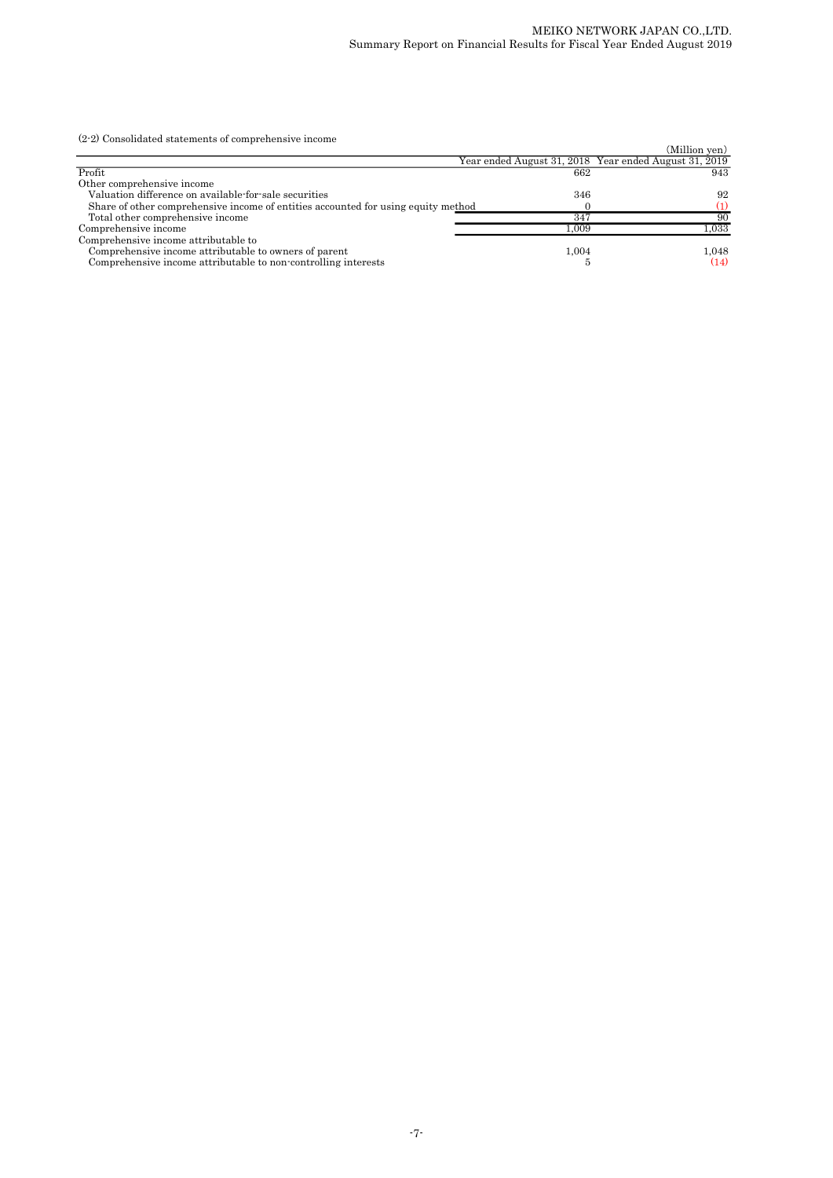(2-2) Consolidated statements of comprehensive income

(Million yen)

| | Year ended August 31, 2018 | Year ended August 31, 2019 |
|---|---|---|
| Profit | 662 | 943 |
| Other comprehensive income | | |
| Valuation difference on available-for-sale securities | 346 | 92 |
| Share of other comprehensive income of entities accounted for using equity method | 0 | (1) |
| Total other comprehensive income | 347 | 90 |
| Comprehensive income | 1,009 | 1,033 |
| Comprehensive income attributable to | | |
| Comprehensive income attributable to owners of parent | 1,004 | 1,048 |
| Comprehensive income attributable to non-controlling interests | 5 | (14) |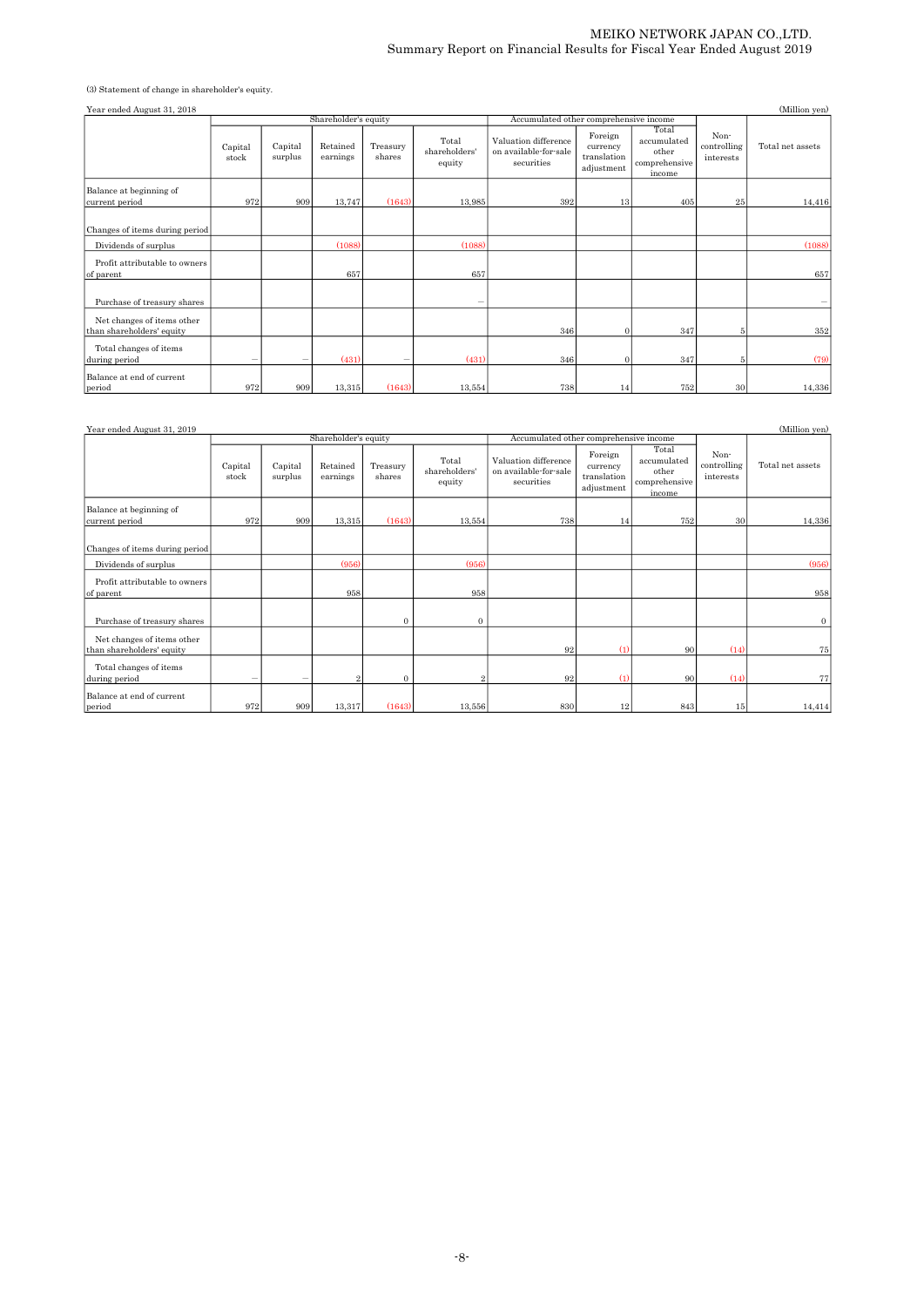(3) Statement of change in shareholder's equity.

Year ended August 31, 2018

(Million yen)

| | Shareholder's equity | | | | | Accumulated other comprehensive income | | | Non-controlling interests | Total net assets |
|---|---|---|---|---|---|---|---|---|---|---|
| | Capital stock | Capital surplus | Retained earnings | Treasury shares | Total shareholders' equity | Valuation difference on available-for-sale securities | Foreign currency translation adjustment | Total accumulated other comprehensive income | | |
| Balance at beginning of current period | 972 | 909 | 13,747 | (1643) | 13,985 | 392 | 13 | 405 | 25 | 14,416 |
| Changes of items during period | | | | | | | | | | |
| Dividends of surplus | | | (1088) | | (1088) | | | | | (1088) |
| Profit attributable to owners of parent | | | 657 | | 657 | | | | | 657 |
| Purchase of treasury shares | | | | | − | | | | | − |
| Net changes of items other than shareholders' equity | | | | | | 346 | 0 | 347 | 5 | 352 |
| Total changes of items during period | − | − | (431) | − | (431) | 346 | 0 | 347 | 5 | (79) |
| Balance at end of current period | 972 | 909 | 13,315 | (1643) | 13,554 | 738 | 14 | 752 | 30 | 14,336 |

Year ended August 31, 2019

(Million yen)

| | Shareholder's equity | | | | | Accumulated other comprehensive income | | | Non-controlling interests | Total net assets |
|---|---|---|---|---|---|---|---|---|---|---|
| | Capital stock | Capital surplus | Retained earnings | Treasury shares | Total shareholders' equity | Valuation difference on available-for-sale securities | Foreign currency translation adjustment | Total accumulated other comprehensive income | | |
| Balance at beginning of current period | 972 | 909 | 13,315 | (1643) | 13,554 | 738 | 14 | 752 | 30 | 14,336 |
| Changes of items during period | | | | | | | | | | |
| Dividends of surplus | | | (956) | | (956) | | | | | (956) |
| Profit attributable to owners of parent | | | 958 | | 958 | | | | | 958 |
| Purchase of treasury shares | | | | 0 | 0 | | | | | 0 |
| Net changes of items other than shareholders' equity | | | | | | 92 | (1) | 90 | (14) | 75 |
| Total changes of items during period | − | − | 2 | 0 | 2 | 92 | (1) | 90 | (14) | 77 |
| Balance at end of current period | 972 | 909 | 13,317 | (1643) | 13,556 | 830 | 12 | 843 | 15 | 14,414 |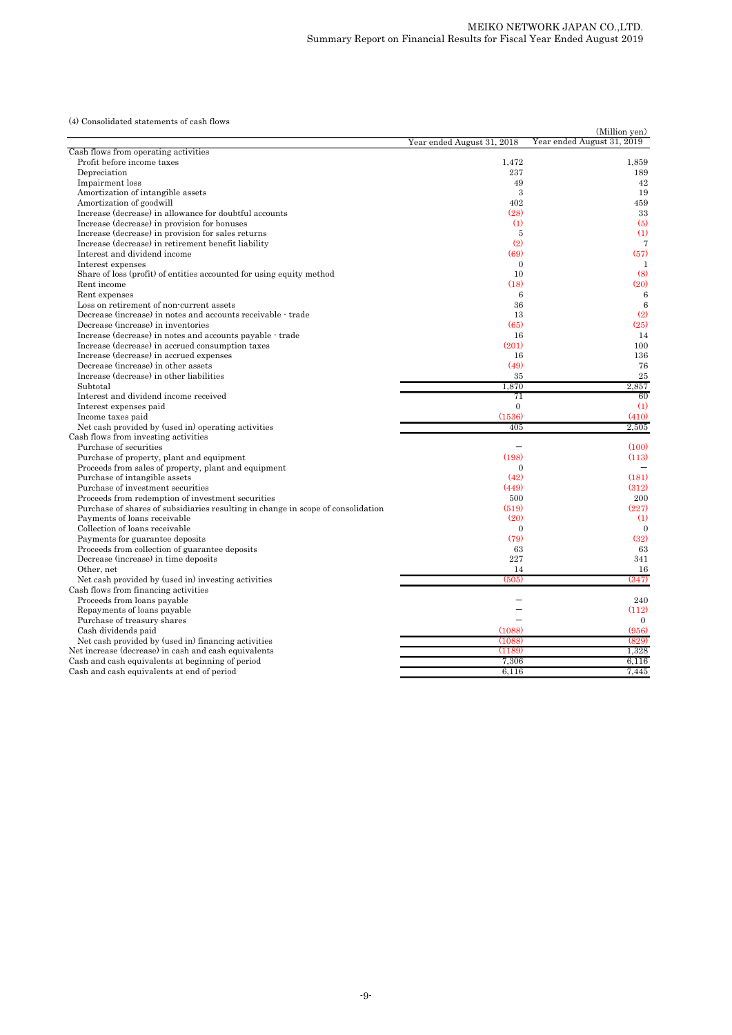(4) Consolidated statements of cash flows

(Million yen)

| | Year ended August 31, 2018 | Year ended August 31, 2019 |
|---|---|---|
| Cash flows from operating activities | | |
| Profit before income taxes | 1,472 | 1,859 |
| Depreciation | 237 | 189 |
| Impairment loss | 49 | 42 |
| Amortization of intangible assets | 3 | 19 |
| Amortization of goodwill | 402 | 459 |
| Increase (decrease) in allowance for doubtful accounts | (28) | 33 |
| Increase (decrease) in provision for bonuses | (1) | (5) |
| Increase (decrease) in provision for sales returns | 5 | (1) |
| Increase (decrease) in retirement benefit liability | (2) | 7 |
| Interest and dividend income | (69) | (57) |
| Interest expenses | 0 | 1 |
| Share of loss (profit) of entities accounted for using equity method | 10 | (8) |
| Rent income | (18) | (20) |
| Rent expenses | 6 | 6 |
| Loss on retirement of non-current assets | 36 | 6 |
| Decrease (increase) in notes and accounts receivable - trade | 13 | (2) |
| Decrease (increase) in inventories | (65) | (25) |
| Increase (decrease) in notes and accounts payable - trade | 16 | 14 |
| Increase (decrease) in accrued consumption taxes | (201) | 100 |
| Increase (decrease) in accrued expenses | 16 | 136 |
| Decrease (increase) in other assets | (49) | 76 |
| Increase (decrease) in other liabilities | 35 | 25 |
| Subtotal | 1,870 | 2,857 |
| Interest and dividend income received | 71 | 60 |
| Interest expenses paid | 0 | (1) |
| Income taxes paid | (1536) | (410) |
| Net cash provided by (used in) operating activities | 405 | 2,505 |
| Cash flows from investing activities | | |
| Purchase of securities | – | (100) |
| Purchase of property, plant and equipment | (198) | (113) |
| Proceeds from sales of property, plant and equipment | 0 | – |
| Purchase of intangible assets | (42) | (181) |
| Purchase of investment securities | (449) | (312) |
| Proceeds from redemption of investment securities | 500 | 200 |
| Purchase of shares of subsidiaries resulting in change in scope of consolidation | (519) | (227) |
| Payments of loans receivable | (20) | (1) |
| Collection of loans receivable | 0 | 0 |
| Payments for guarantee deposits | (79) | (32) |
| Proceeds from collection of guarantee deposits | 63 | 63 |
| Decrease (increase) in time deposits | 227 | 341 |
| Other, net | 14 | 16 |
| Net cash provided by (used in) investing activities | (505) | (347) |
| Cash flows from financing activities | | |
| Proceeds from loans payable | – | 240 |
| Repayments of loans payable | – | (112) |
| Purchase of treasury shares | – | 0 |
| Cash dividends paid | (1088) | (956) |
| Net cash provided by (used in) financing activities | (1088) | (829) |
| Net increase (decrease) in cash and cash equivalents | (1189) | 1,328 |
| Cash and cash equivalents at beginning of period | 7,306 | 6,116 |
| Cash and cash equivalents at end of period | 6,116 | 7,445 |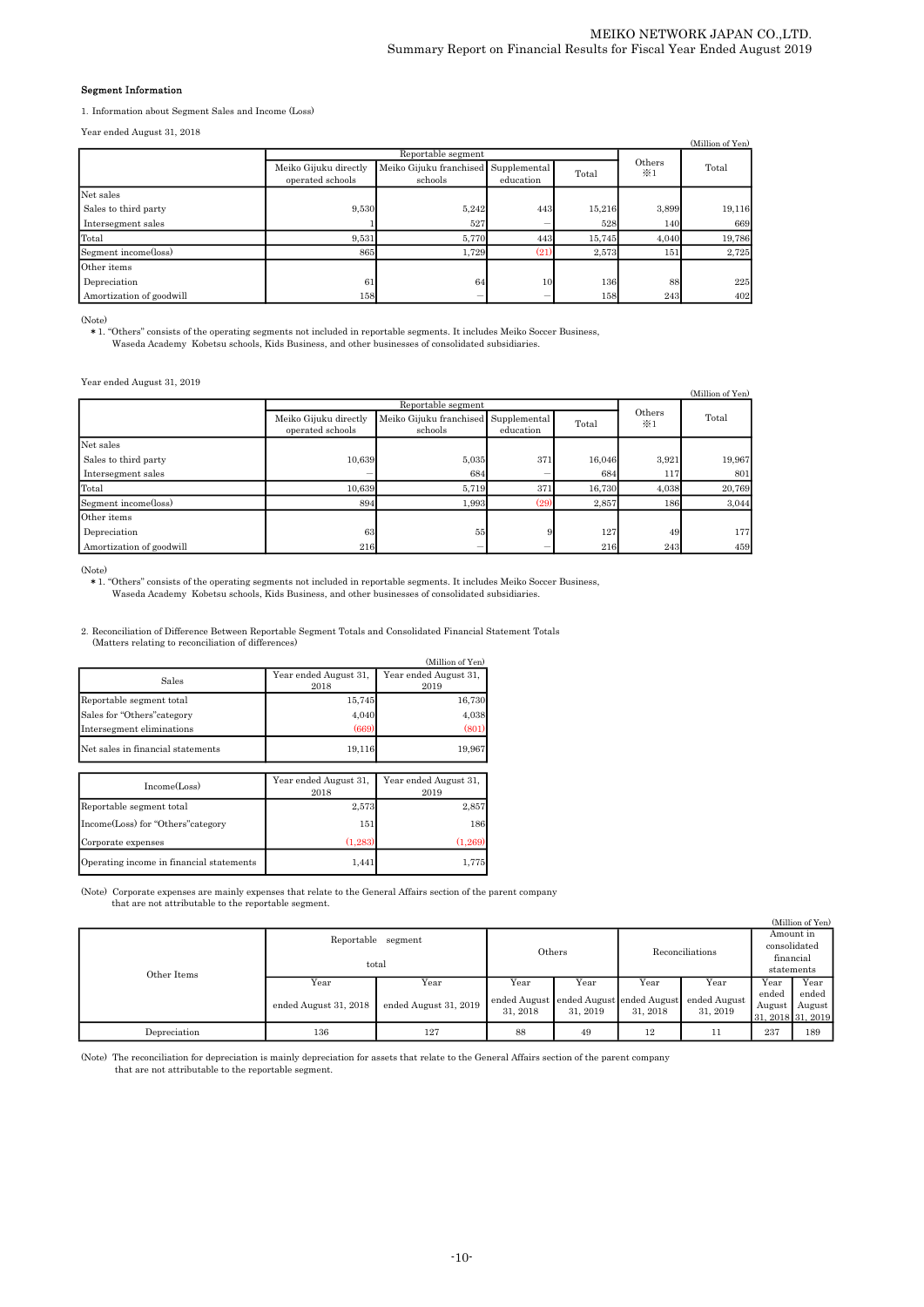### Segment Information

1. Information about Segment Sales and Income (Loss)

Year ended August 31, 2018

(Million of Yen)

| | Reportable segment | | | | Others ※1 | Total |
|---|---|---|---|---|---|---|
| | Meiko Gijuku directly operated schools | Meiko Gijuku franchised schools | Supplemental education | Total | | |
| Net sales | | | | | | |
| Sales to third party | 9,530 | 5,242 | 443 | 15,216 | 3,899 | 19,116 |
| Intersegment sales | 1 | 527 | — | 528 | 140 | 669 |
| Total | 9,531 | 5,770 | 443 | 15,745 | 4,040 | 19,786 |
| Segment income(loss) | 865 | 1,729 | (21) | 2,573 | 151 | 2,725 |
| Other items | | | | | | |
| Depreciation | 61 | 64 | 10 | 136 | 88 | 225 |
| Amortization of goodwill | 158 | — | — | 158 | 243 | 402 |

(Note)
＊1. "Others" consists of the operating segments not included in reportable segments. It includes Meiko Soccer Business, Waseda Academy Kobetsu schools, Kids Business, and other businesses of consolidated subsidiaries.

Year ended August 31, 2019

(Million of Yen)

| | Reportable segment | | | | Others ※1 | Total |
|---|---|---|---|---|---|---|
| | Meiko Gijuku directly operated schools | Meiko Gijuku franchised schools | Supplemental education | Total | | |
| Net sales | | | | | | |
| Sales to third party | 10,639 | 5,035 | 371 | 16,046 | 3,921 | 19,967 |
| Intersegment sales | — | 684 | — | 684 | 117 | 801 |
| Total | 10,639 | 5,719 | 371 | 16,730 | 4,038 | 20,769 |
| Segment income(loss) | 894 | 1,993 | (29) | 2,857 | 186 | 3,044 |
| Other items | | | | | | |
| Depreciation | 63 | 55 | 9 | 127 | 49 | 177 |
| Amortization of goodwill | 216 | — | — | 216 | 243 | 459 |

(Note)
＊1. "Others" consists of the operating segments not included in reportable segments. It includes Meiko Soccer Business, Waseda Academy Kobetsu schools, Kids Business, and other businesses of consolidated subsidiaries.

2. Reconciliation of Difference Between Reportable Segment Totals and Consolidated Financial Statement Totals
(Matters relating to reconciliation of differences)

(Million of Yen)

| Sales | Year ended August 31, 2018 | Year ended August 31, 2019 |
|---|---|---|
| Reportable segment total | 15,745 | 16,730 |
| Sales for "Others"category | 4,040 | 4,038 |
| Intersegment eliminations | (669) | (801) |
| Net sales in financial statements | 19,116 | 19,967 |

| Income(Loss) | Year ended August 31, 2018 | Year ended August 31, 2019 |
|---|---|---|
| Reportable segment total | 2,573 | 2,857 |
| Income(Loss) for "Others"category | 151 | 186 |
| Corporate expenses | (1,283) | (1,269) |
| Operating income in financial statements | 1,441 | 1,775 |

(Note) Corporate expenses are mainly expenses that relate to the General Affairs section of the parent company that are not attributable to the reportable segment.

(Million of Yen)

| Other Items | Reportable segment total | | Others | | Reconciliations | | Amount in consolidated financial statements | |
|---|---|---|---|---|---|---|---|---|
| | Year ended August 31, 2018 | Year ended August 31, 2019 | Year ended August 31, 2018 | Year ended August 31, 2019 | Year ended August 31, 2018 | Year ended August 31, 2019 | Year ended August 31, 2018 | Year ended August 31, 2019 |
| Depreciation | 136 | 127 | 88 | 49 | 12 | 11 | 237 | 189 |

(Note) The reconciliation for depreciation is mainly depreciation for assets that relate to the General Affairs section of the parent company that are not attributable to the reportable segment.